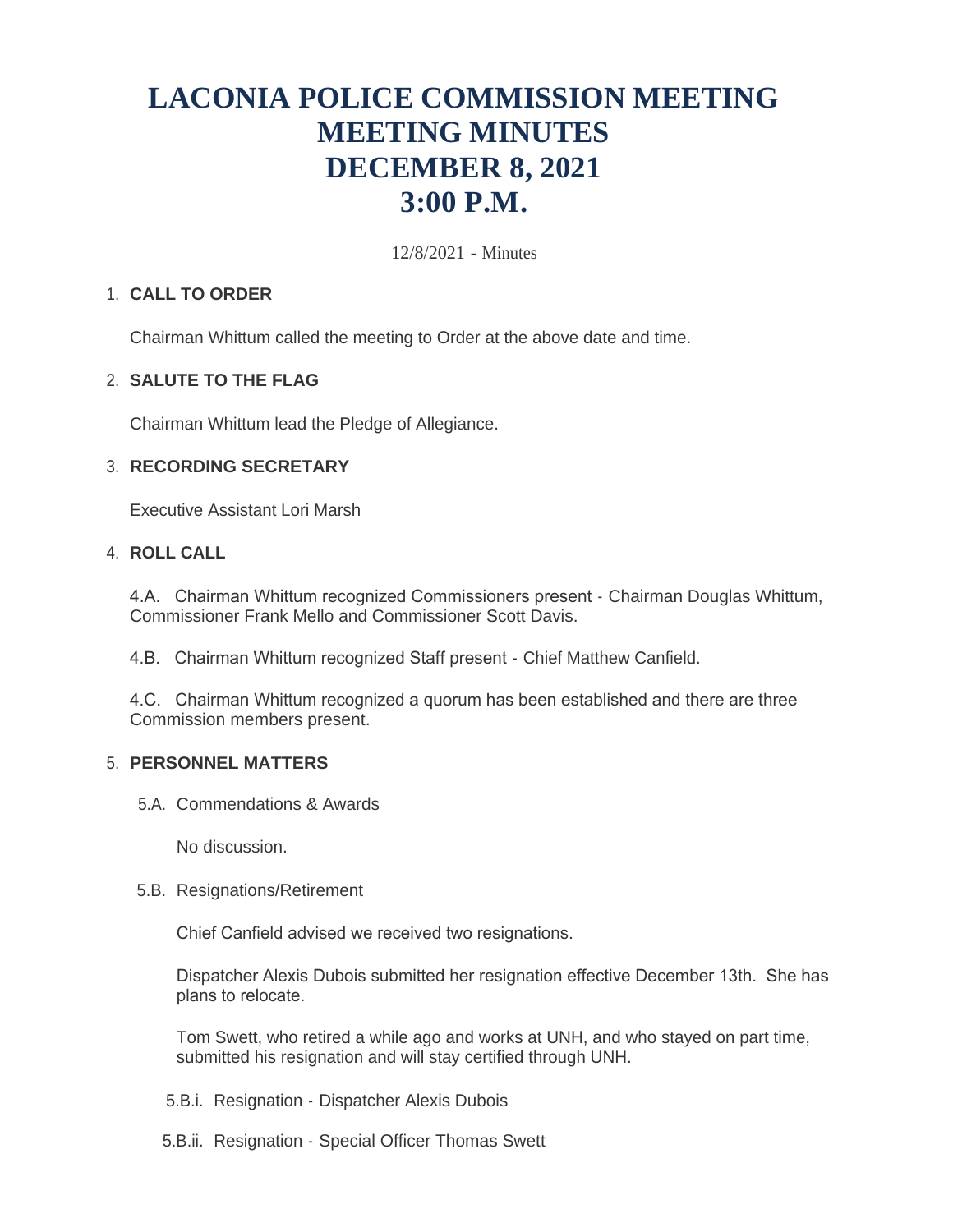# LACONIA POLICE COMMISSION MEETING
# MEETING MINUTES
# DECEMBER 8, 2021
# 3:00 P.M.

12/8/2021 - Minutes

1. **CALL TO ORDER**

   Chairman Whittum called the meeting to Order at the above date and time.

2. **SALUTE TO THE FLAG**

   Chairman Whittum lead the Pledge of Allegiance.

3. **RECORDING SECRETARY**

   Executive Assistant Lori Marsh

4. **ROLL CALL**

   4.A. Chairman Whittum recognized Commissioners present - Chairman Douglas Whittum, Commissioner Frank Mello and Commissioner Scott Davis.

   4.B. Chairman Whittum recognized Staff present - Chief Matthew Canfield.

   4.C. Chairman Whittum recognized a quorum has been established and there are three Commission members present.

5. **PERSONNEL MATTERS**

   5.A. Commendations & Awards

   No discussion.

   5.B. Resignations/Retirement

   Chief Canfield advised we received two resignations.

   Dispatcher Alexis Dubois submitted her resignation effective December 13th. She has plans to relocate.

   Tom Swett, who retired a while ago and works at UNH, and who stayed on part time, submitted his resignation and will stay certified through UNH.

   5.B.i. Resignation - Dispatcher Alexis Dubois

   5.B.ii. Resignation - Special Officer Thomas Swett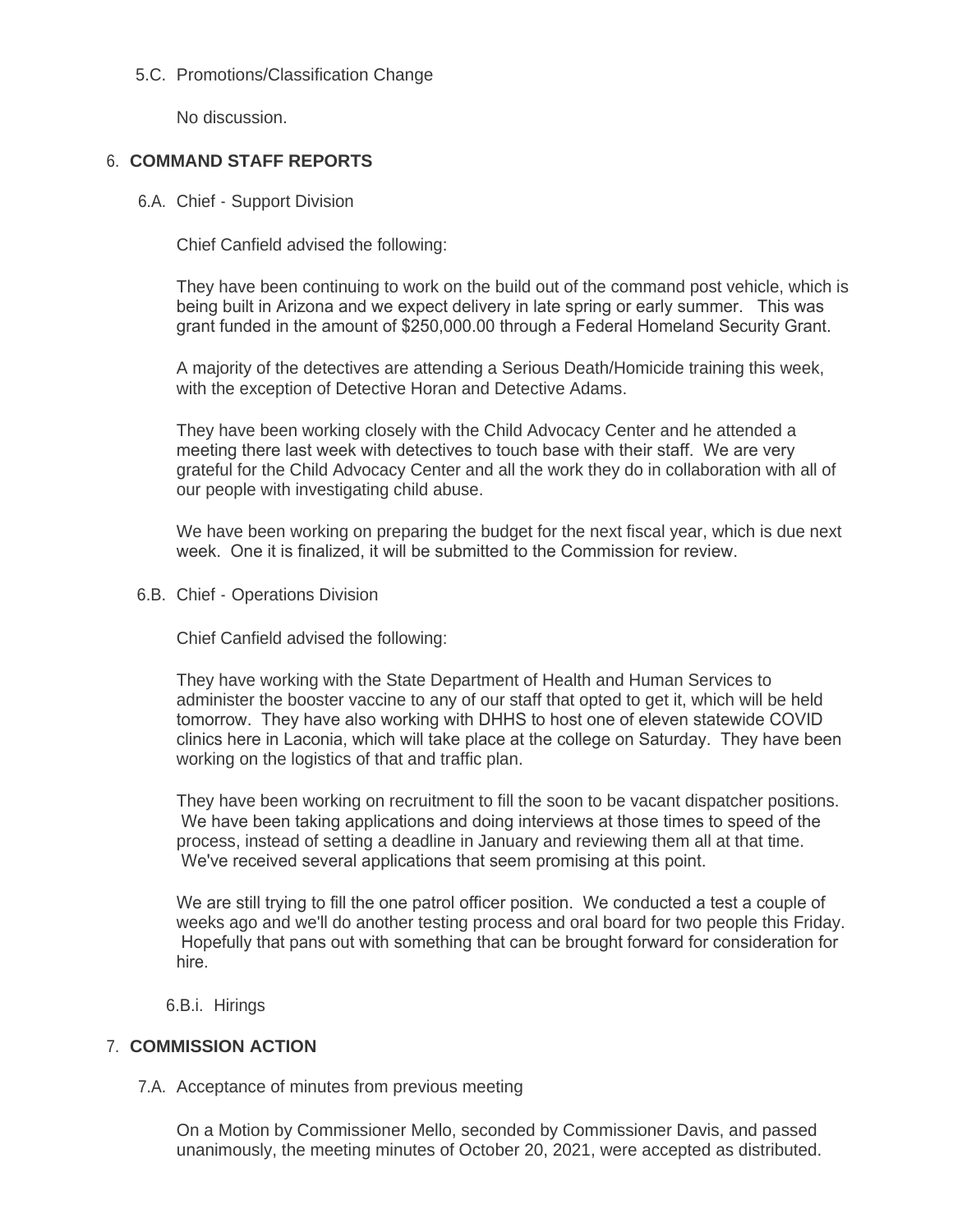5.C. Promotions/Classification Change

No discussion.

## 6. COMMAND STAFF REPORTS

6.A. Chief - Support Division

Chief Canfield advised the following:

They have been continuing to work on the build out of the command post vehicle, which is being built in Arizona and we expect delivery in late spring or early summer. This was grant funded in the amount of $250,000.00 through a Federal Homeland Security Grant.

A majority of the detectives are attending a Serious Death/Homicide training this week, with the exception of Detective Horan and Detective Adams.

They have been working closely with the Child Advocacy Center and he attended a meeting there last week with detectives to touch base with their staff. We are very grateful for the Child Advocacy Center and all the work they do in collaboration with all of our people with investigating child abuse.

We have been working on preparing the budget for the next fiscal year, which is due next week. One it is finalized, it will be submitted to the Commission for review.

6.B. Chief - Operations Division

Chief Canfield advised the following:

They have working with the State Department of Health and Human Services to administer the booster vaccine to any of our staff that opted to get it, which will be held tomorrow. They have also working with DHHS to host one of eleven statewide COVID clinics here in Laconia, which will take place at the college on Saturday. They have been working on the logistics of that and traffic plan.

They have been working on recruitment to fill the soon to be vacant dispatcher positions. We have been taking applications and doing interviews at those times to speed of the process, instead of setting a deadline in January and reviewing them all at that time. We've received several applications that seem promising at this point.

We are still trying to fill the one patrol officer position. We conducted a test a couple of weeks ago and we'll do another testing process and oral board for two people this Friday. Hopefully that pans out with something that can be brought forward for consideration for hire.

6.B.i. Hirings

## 7. COMMISSION ACTION

7.A. Acceptance of minutes from previous meeting

On a Motion by Commissioner Mello, seconded by Commissioner Davis, and passed unanimously, the meeting minutes of October 20, 2021, were accepted as distributed.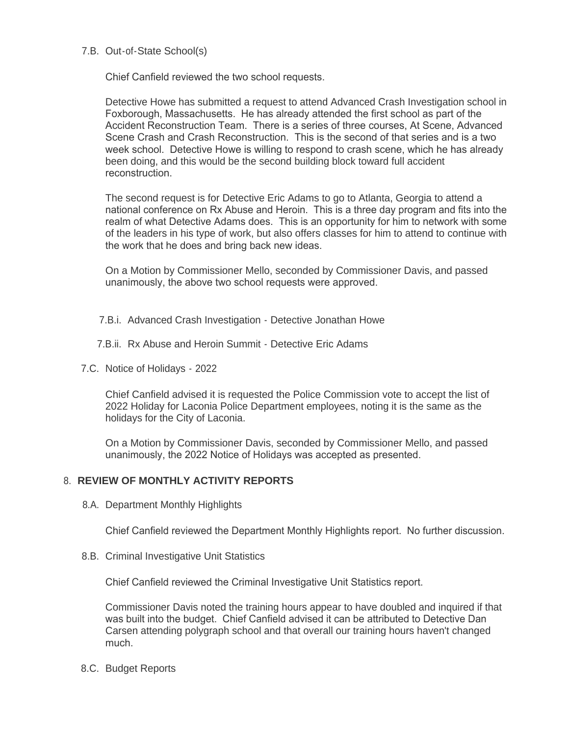7.B. Out-of-State School(s)

Chief Canfield reviewed the two school requests.

Detective Howe has submitted a request to attend Advanced Crash Investigation school in Foxborough, Massachusetts. He has already attended the first school as part of the Accident Reconstruction Team. There is a series of three courses, At Scene, Advanced Scene Crash and Crash Reconstruction. This is the second of that series and is a two week school. Detective Howe is willing to respond to crash scene, which he has already been doing, and this would be the second building block toward full accident reconstruction.

The second request is for Detective Eric Adams to go to Atlanta, Georgia to attend a national conference on Rx Abuse and Heroin. This is a three day program and fits into the realm of what Detective Adams does. This is an opportunity for him to network with some of the leaders in his type of work, but also offers classes for him to attend to continue with the work that he does and bring back new ideas.

On a Motion by Commissioner Mello, seconded by Commissioner Davis, and passed unanimously, the above two school requests were approved.

7.B.i. Advanced Crash Investigation - Detective Jonathan Howe

7.B.ii. Rx Abuse and Heroin Summit - Detective Eric Adams

7.C. Notice of Holidays - 2022

Chief Canfield advised it is requested the Police Commission vote to accept the list of 2022 Holiday for Laconia Police Department employees, noting it is the same as the holidays for the City of Laconia.

On a Motion by Commissioner Davis, seconded by Commissioner Mello, and passed unanimously, the 2022 Notice of Holidays was accepted as presented.

## 8. REVIEW OF MONTHLY ACTIVITY REPORTS

8.A. Department Monthly Highlights

Chief Canfield reviewed the Department Monthly Highlights report. No further discussion.

8.B. Criminal Investigative Unit Statistics

Chief Canfield reviewed the Criminal Investigative Unit Statistics report.

Commissioner Davis noted the training hours appear to have doubled and inquired if that was built into the budget. Chief Canfield advised it can be attributed to Detective Dan Carsen attending polygraph school and that overall our training hours haven't changed much.

8.C. Budget Reports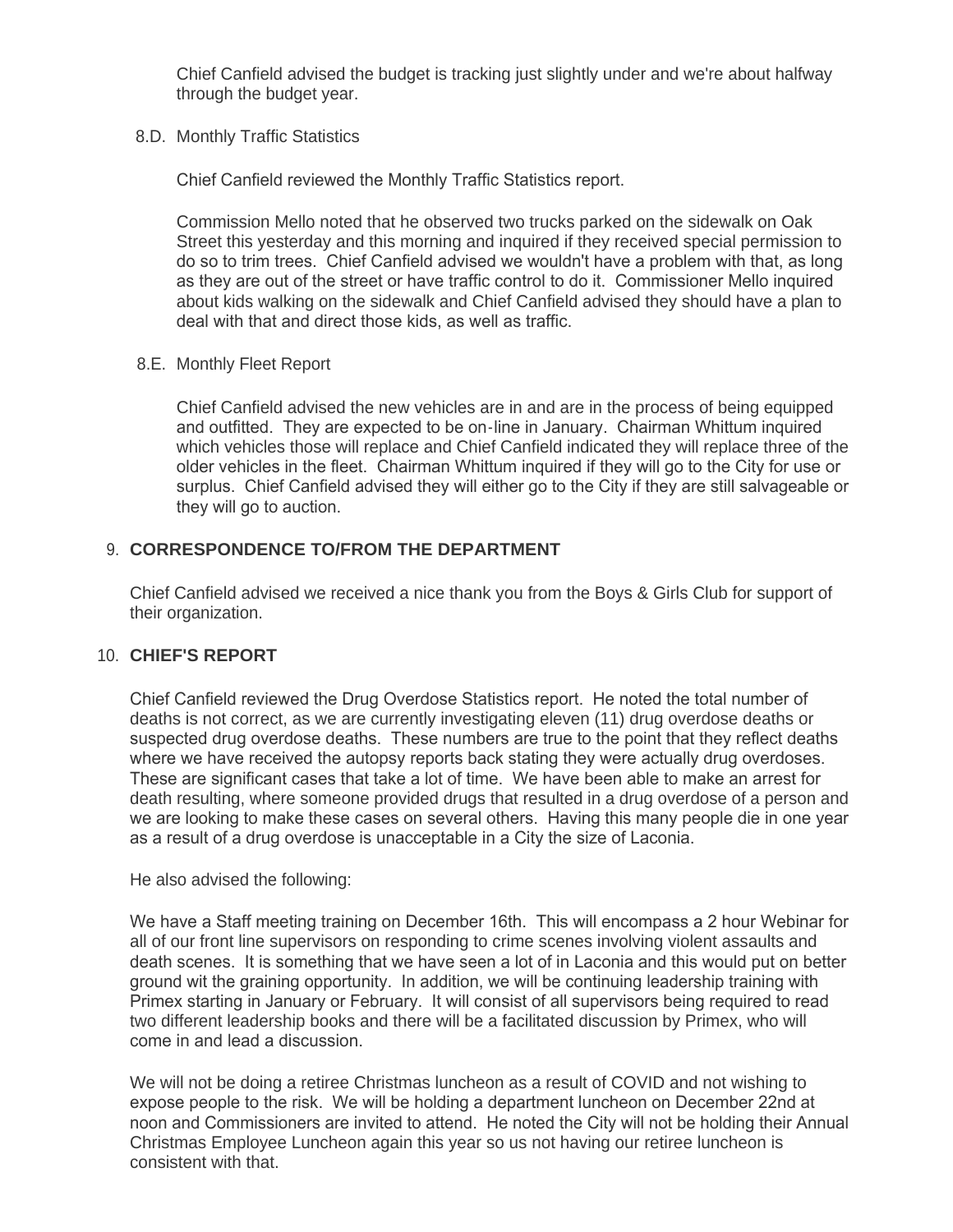Chief Canfield advised the budget is tracking just slightly under and we're about halfway through the budget year.

8.D. Monthly Traffic Statistics

Chief Canfield reviewed the Monthly Traffic Statistics report.

Commission Mello noted that he observed two trucks parked on the sidewalk on Oak Street this yesterday and this morning and inquired if they received special permission to do so to trim trees. Chief Canfield advised we wouldn't have a problem with that, as long as they are out of the street or have traffic control to do it. Commissioner Mello inquired about kids walking on the sidewalk and Chief Canfield advised they should have a plan to deal with that and direct those kids, as well as traffic.

8.E. Monthly Fleet Report

Chief Canfield advised the new vehicles are in and are in the process of being equipped and outfitted. They are expected to be on-line in January. Chairman Whittum inquired which vehicles those will replace and Chief Canfield indicated they will replace three of the older vehicles in the fleet. Chairman Whittum inquired if they will go to the City for use or surplus. Chief Canfield advised they will either go to the City if they are still salvageable or they will go to auction.

## 9. CORRESPONDENCE TO/FROM THE DEPARTMENT

Chief Canfield advised we received a nice thank you from the Boys & Girls Club for support of their organization.

## 10. CHIEF'S REPORT

Chief Canfield reviewed the Drug Overdose Statistics report. He noted the total number of deaths is not correct, as we are currently investigating eleven (11) drug overdose deaths or suspected drug overdose deaths. These numbers are true to the point that they reflect deaths where we have received the autopsy reports back stating they were actually drug overdoses. These are significant cases that take a lot of time. We have been able to make an arrest for death resulting, where someone provided drugs that resulted in a drug overdose of a person and we are looking to make these cases on several others. Having this many people die in one year as a result of a drug overdose is unacceptable in a City the size of Laconia.

He also advised the following:

We have a Staff meeting training on December 16th. This will encompass a 2 hour Webinar for all of our front line supervisors on responding to crime scenes involving violent assaults and death scenes. It is something that we have seen a lot of in Laconia and this would put on better ground wit the graining opportunity. In addition, we will be continuing leadership training with Primex starting in January or February. It will consist of all supervisors being required to read two different leadership books and there will be a facilitated discussion by Primex, who will come in and lead a discussion.

We will not be doing a retiree Christmas luncheon as a result of COVID and not wishing to expose people to the risk. We will be holding a department luncheon on December 22nd at noon and Commissioners are invited to attend. He noted the City will not be holding their Annual Christmas Employee Luncheon again this year so us not having our retiree luncheon is consistent with that.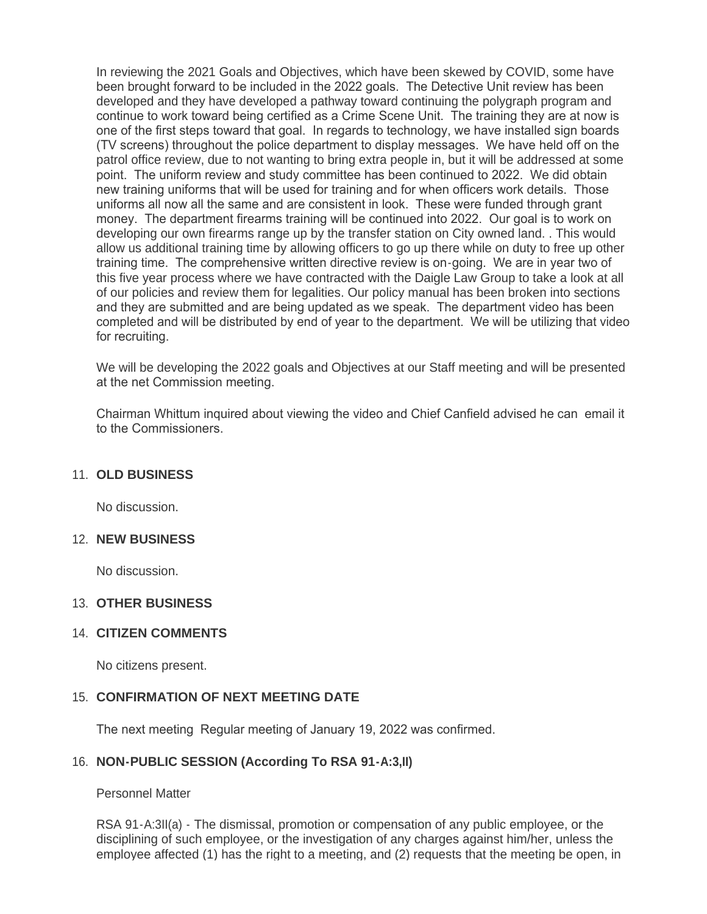In reviewing the 2021 Goals and Objectives, which have been skewed by COVID, some have been brought forward to be included in the 2022 goals. The Detective Unit review has been developed and they have developed a pathway toward continuing the polygraph program and continue to work toward being certified as a Crime Scene Unit. The training they are at now is one of the first steps toward that goal. In regards to technology, we have installed sign boards (TV screens) throughout the police department to display messages. We have held off on the patrol office review, due to not wanting to bring extra people in, but it will be addressed at some point. The uniform review and study committee has been continued to 2022. We did obtain new training uniforms that will be used for training and for when officers work details. Those uniforms all now all the same and are consistent in look. These were funded through grant money. The department firearms training will be continued into 2022. Our goal is to work on developing our own firearms range up by the transfer station on City owned land. . This would allow us additional training time by allowing officers to go up there while on duty to free up other training time. The comprehensive written directive review is on-going. We are in year two of this five year process where we have contracted with the Daigle Law Group to take a look at all of our policies and review them for legalities. Our policy manual has been broken into sections and they are submitted and are being updated as we speak. The department video has been completed and will be distributed by end of year to the department. We will be utilizing that video for recruiting.

We will be developing the 2022 goals and Objectives at our Staff meeting and will be presented at the net Commission meeting.

Chairman Whittum inquired about viewing the video and Chief Canfield advised he can email it to the Commissioners.

## 11. OLD BUSINESS

No discussion.

## 12. NEW BUSINESS

No discussion.

## 13. OTHER BUSINESS

## 14. CITIZEN COMMENTS

No citizens present.

## 15. CONFIRMATION OF NEXT MEETING DATE

The next meeting Regular meeting of January 19, 2022 was confirmed.

## 16. NON-PUBLIC SESSION (According To RSA 91-A:3,II)

Personnel Matter

RSA 91-A:3II(a) - The dismissal, promotion or compensation of any public employee, or the disciplining of such employee, or the investigation of any charges against him/her, unless the employee affected (1) has the right to a meeting, and (2) requests that the meeting be open, in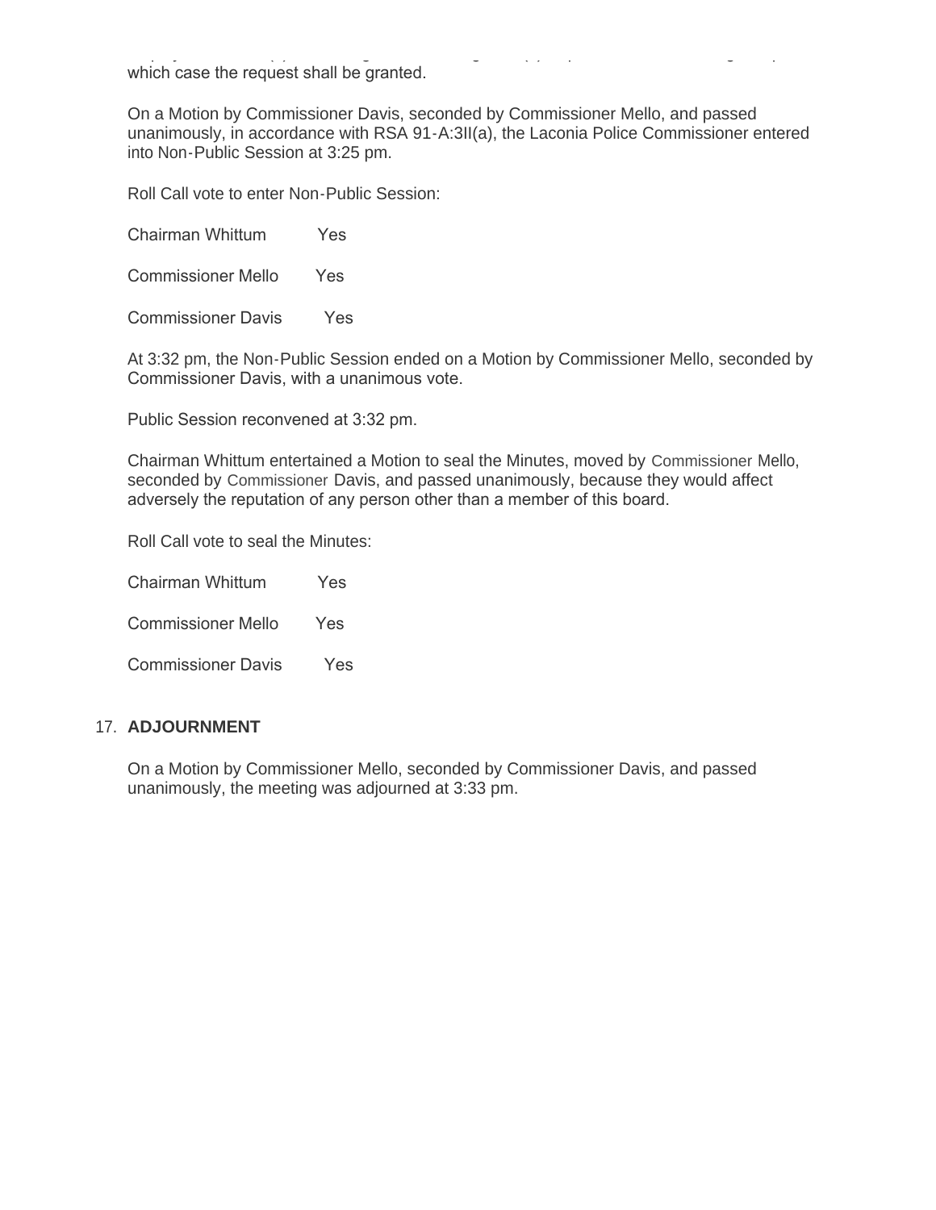which case the request shall be granted.

On a Motion by Commissioner Davis, seconded by Commissioner Mello, and passed unanimously, in accordance with RSA 91-A:3II(a), the Laconia Police Commissioner entered into Non-Public Session at 3:25 pm.

Roll Call vote to enter Non-Public Session:

Chairman Whittum Yes

Commissioner Mello Yes

Commissioner Davis Yes

At 3:32 pm, the Non-Public Session ended on a Motion by Commissioner Mello, seconded by Commissioner Davis, with a unanimous vote.

Public Session reconvened at 3:32 pm.

Chairman Whittum entertained a Motion to seal the Minutes, moved by Commissioner Mello, seconded by Commissioner Davis, and passed unanimously, because they would affect adversely the reputation of any person other than a member of this board.

Roll Call vote to seal the Minutes:

Chairman Whittum Yes

Commissioner Mello Yes

Commissioner Davis Yes

17. **ADJOURNMENT**

On a Motion by Commissioner Mello, seconded by Commissioner Davis, and passed unanimously, the meeting was adjourned at 3:33 pm.